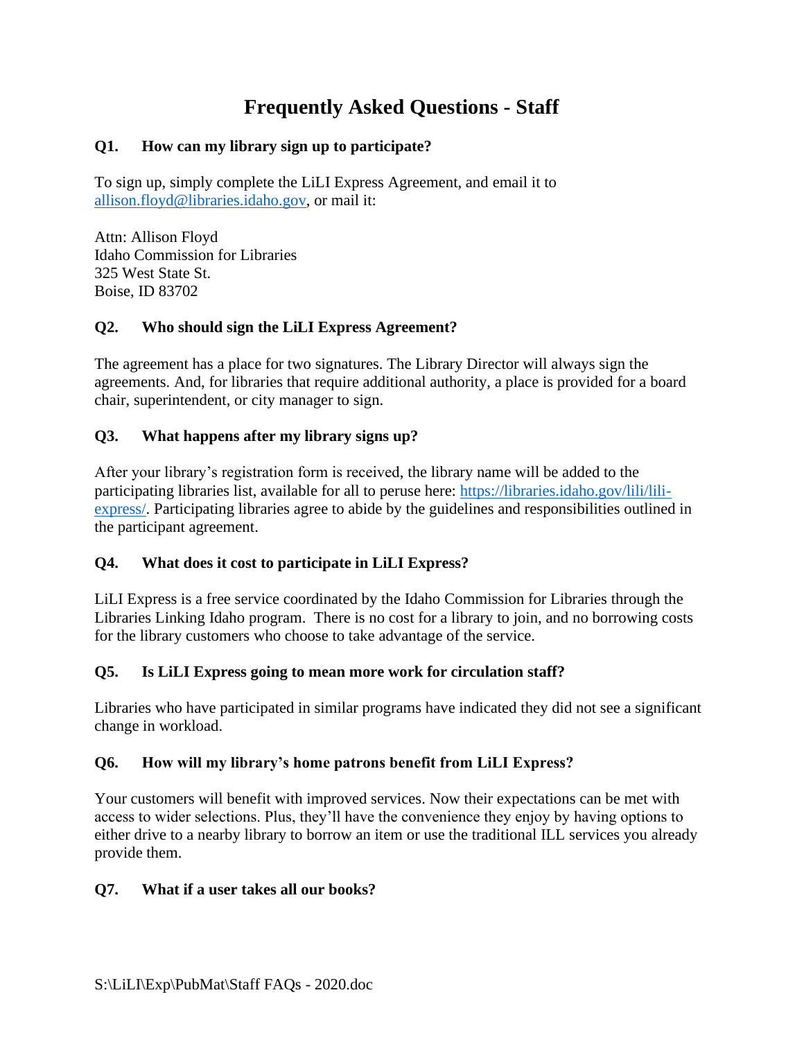# Frequently Asked Questions - Staff

### Q1. How can my library sign up to participate?

To sign up, simply complete the LiLI Express Agreement, and email it to allison.floyd@libraries.idaho.gov, or mail it:

Attn: Allison Floyd
Idaho Commission for Libraries
325 West State St.
Boise, ID 83702

### Q2. Who should sign the LiLI Express Agreement?

The agreement has a place for two signatures. The Library Director will always sign the agreements. And, for libraries that require additional authority, a place is provided for a board chair, superintendent, or city manager to sign.

### Q3. What happens after my library signs up?

After your library's registration form is received, the library name will be added to the participating libraries list, available for all to peruse here: https://libraries.idaho.gov/lili/lili-express/. Participating libraries agree to abide by the guidelines and responsibilities outlined in the participant agreement.

### Q4. What does it cost to participate in LiLI Express?

LiLI Express is a free service coordinated by the Idaho Commission for Libraries through the Libraries Linking Idaho program. There is no cost for a library to join, and no borrowing costs for the library customers who choose to take advantage of the service.

### Q5. Is LiLI Express going to mean more work for circulation staff?

Libraries who have participated in similar programs have indicated they did not see a significant change in workload.

### Q6. How will my library's home patrons benefit from LiLI Express?

Your customers will benefit with improved services. Now their expectations can be met with access to wider selections. Plus, they'll have the convenience they enjoy by having options to either drive to a nearby library to borrow an item or use the traditional ILL services you already provide them.

### Q7. What if a user takes all our books?

S:\LiLI\Exp\PubMat\Staff FAQs - 2020.doc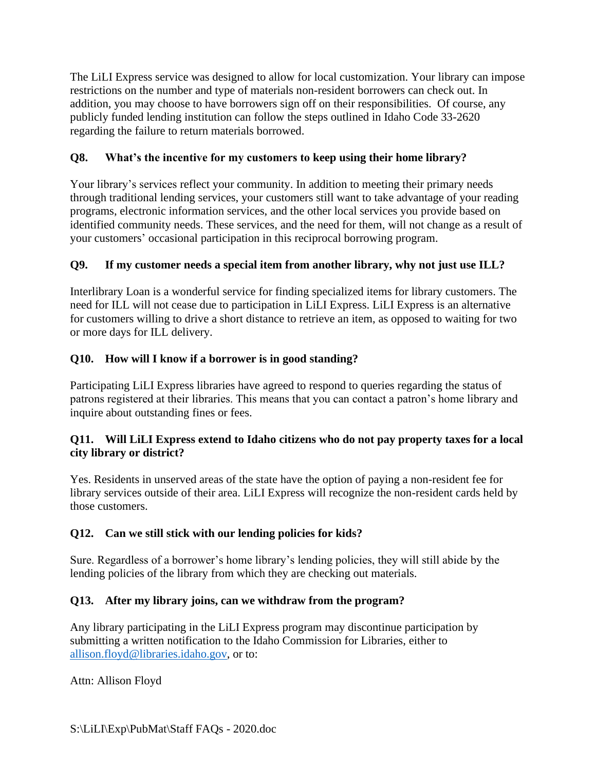The LiLI Express service was designed to allow for local customization. Your library can impose restrictions on the number and type of materials non-resident borrowers can check out. In addition, you may choose to have borrowers sign off on their responsibilities. Of course, any publicly funded lending institution can follow the steps outlined in Idaho Code 33-2620 regarding the failure to return materials borrowed.

**Q8. What's the incentive for my customers to keep using their home library?**

Your library's services reflect your community. In addition to meeting their primary needs through traditional lending services, your customers still want to take advantage of your reading programs, electronic information services, and the other local services you provide based on identified community needs. These services, and the need for them, will not change as a result of your customers' occasional participation in this reciprocal borrowing program.

**Q9. If my customer needs a special item from another library, why not just use ILL?**

Interlibrary Loan is a wonderful service for finding specialized items for library customers. The need for ILL will not cease due to participation in LiLI Express. LiLI Express is an alternative for customers willing to drive a short distance to retrieve an item, as opposed to waiting for two or more days for ILL delivery.

**Q10. How will I know if a borrower is in good standing?**

Participating LiLI Express libraries have agreed to respond to queries regarding the status of patrons registered at their libraries. This means that you can contact a patron's home library and inquire about outstanding fines or fees.

**Q11. Will LiLI Express extend to Idaho citizens who do not pay property taxes for a local city library or district?**

Yes. Residents in unserved areas of the state have the option of paying a non-resident fee for library services outside of their area. LiLI Express will recognize the non-resident cards held by those customers.

**Q12. Can we still stick with our lending policies for kids?**

Sure. Regardless of a borrower's home library's lending policies, they will still abide by the lending policies of the library from which they are checking out materials.

**Q13. After my library joins, can we withdraw from the program?**

Any library participating in the LiLI Express program may discontinue participation by submitting a written notification to the Idaho Commission for Libraries, either to allison.floyd@libraries.idaho.gov, or to:

Attn: Allison Floyd

S:\LiLI\Exp\PubMat\Staff FAQs - 2020.doc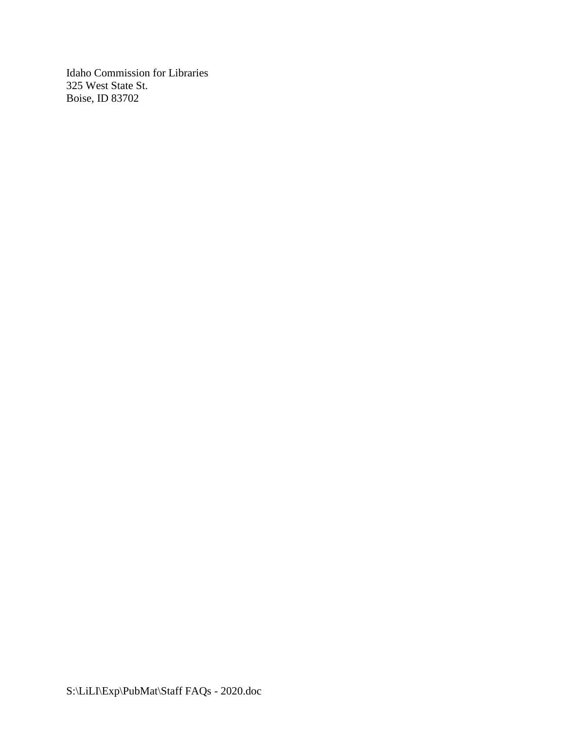Idaho Commission for Libraries
325 West State St.
Boise, ID 83702

S:\LiLI\Exp\PubMat\Staff FAQs - 2020.doc